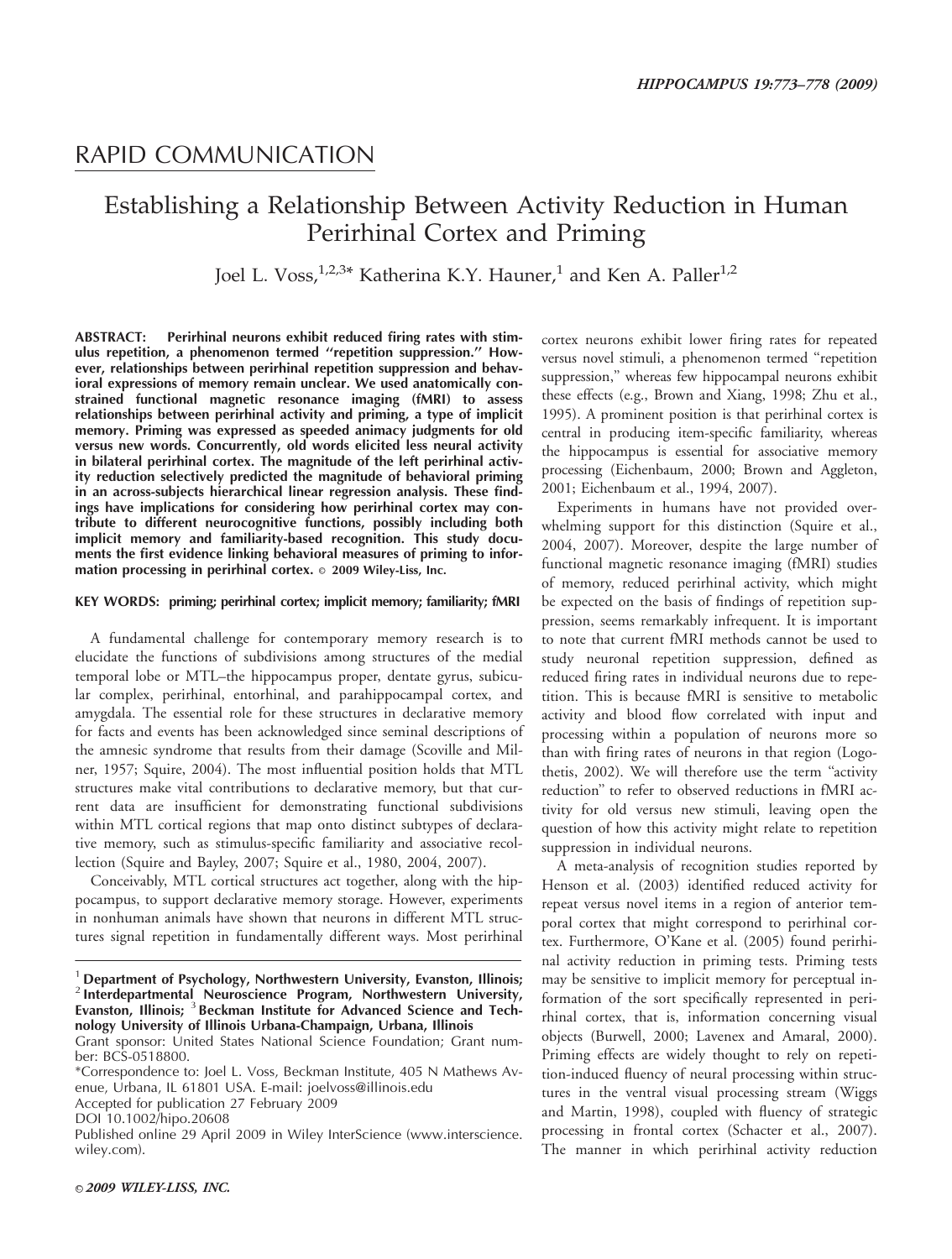## RAPID COMMUNICATION

# Establishing a Relationship Between Activity Reduction in Human Perirhinal Cortex and Priming

Joel L. Voss,[1,2,3]* Katherina K.Y. Hauner,[1] and Ken A. Paller[1,2]

**ABSTRACT: Perirhinal neurons exhibit reduced firing rates with stimulus repetition, a phenomenon termed "repetition suppression." However, relationships between perirhinal repetition suppression and behavioral expressions of memory remain unclear. We used anatomically constrained functional magnetic resonance imaging (fMRI) to assess relationships between perirhinal activity and priming, a type of implicit memory. Priming was expressed as speeded animacy judgments for old versus new words. Concurrently, old words elicited less neural activity in bilateral perirhinal cortex. The magnitude of the left perirhinal activity reduction selectively predicted the magnitude of behavioral priming in an across-subjects hierarchical linear regression analysis. These findings have implications for considering how perirhinal cortex may contribute to different neurocognitive functions, possibly including both implicit memory and familiarity-based recognition. This study documents the first evidence linking behavioral measures of priming to information processing in perirhinal cortex. © 2009 Wiley-Liss, Inc.**

**KEY WORDS: priming; perirhinal cortex; implicit memory; familiarity; fMRI**

A fundamental challenge for contemporary memory research is to elucidate the functions of subdivisions among structures of the medial temporal lobe or MTL–the hippocampus proper, dentate gyrus, subicular complex, perirhinal, entorhinal, and parahippocampal cortex, and amygdala. The essential role for these structures in declarative memory for facts and events has been acknowledged since seminal descriptions of the amnesic syndrome that results from their damage (Scoville and Milner, 1957; Squire, 2004). The most influential position holds that MTL structures make vital contributions to declarative memory, but that current data are insufficient for demonstrating functional subdivisions within MTL cortical regions that map onto distinct subtypes of declarative memory, such as stimulus-specific familiarity and associative recollection (Squire and Bayley, 2007; Squire et al., 1980, 2004, 2007).

Conceivably, MTL cortical structures act together, along with the hippocampus, to support declarative memory storage. However, experiments in nonhuman animals have shown that neurons in different MTL structures signal repetition in fundamentally different ways. Most perirhinal cortex neurons exhibit lower firing rates for repeated versus novel stimuli, a phenomenon termed "repetition suppression," whereas few hippocampal neurons exhibit these effects (e.g., Brown and Xiang, 1998; Zhu et al., 1995). A prominent position is that perirhinal cortex is central in producing item-specific familiarity, whereas the hippocampus is essential for associative memory processing (Eichenbaum, 2000; Brown and Aggleton, 2001; Eichenbaum et al., 1994, 2007).

Experiments in humans have not provided overwhelming support for this distinction (Squire et al., 2004, 2007). Moreover, despite the large number of functional magnetic resonance imaging (fMRI) studies of memory, reduced perirhinal activity, which might be expected on the basis of findings of repetition suppression, seems remarkably infrequent. It is important to note that current fMRI methods cannot be used to study neuronal repetition suppression, defined as reduced firing rates in individual neurons due to repetition. This is because fMRI is sensitive to metabolic activity and blood flow correlated with input and processing within a population of neurons more so than with firing rates of neurons in that region (Logothetis, 2002). We will therefore use the term "activity reduction" to refer to observed reductions in fMRI activity for old versus new stimuli, leaving open the question of how this activity might relate to repetition suppression in individual neurons.

A meta-analysis of recognition studies reported by Henson et al. (2003) identified reduced activity for repeat versus novel items in a region of anterior temporal cortex that might correspond to perirhinal cortex. Furthermore, O'Kane et al. (2005) found perirhinal activity reduction in priming tests. Priming tests may be sensitive to implicit memory for perceptual information of the sort specifically represented in perirhinal cortex, that is, information concerning visual objects (Burwell, 2000; Lavenex and Amaral, 2000). Priming effects are widely thought to rely on repetition-induced fluency of neural processing within structures in the ventral visual processing stream (Wiggs and Martin, 1998), coupled with fluency of strategic processing in frontal cortex (Schacter et al., 2007). The manner in which perirhinal activity reduction

---

[1] Department of Psychology, Northwestern University, Evanston, Illinois; [2] Interdepartmental Neuroscience Program, Northwestern University, Evanston, Illinois; [3] Beckman Institute for Advanced Science and Technology University of Illinois Urbana-Champaign, Urbana, Illinois

Grant sponsor: United States National Science Foundation; Grant number: BCS-0518800.

*Correspondence to: Joel L. Voss, Beckman Institute, 405 N Mathews Avenue, Urbana, IL 61801 USA. E-mail: joelvoss@illinois.edu

Accepted for publication 27 February 2009

DOI 10.1002/hipo.20608

Published online 29 April 2009 in Wiley InterScience (www.interscience.wiley.com).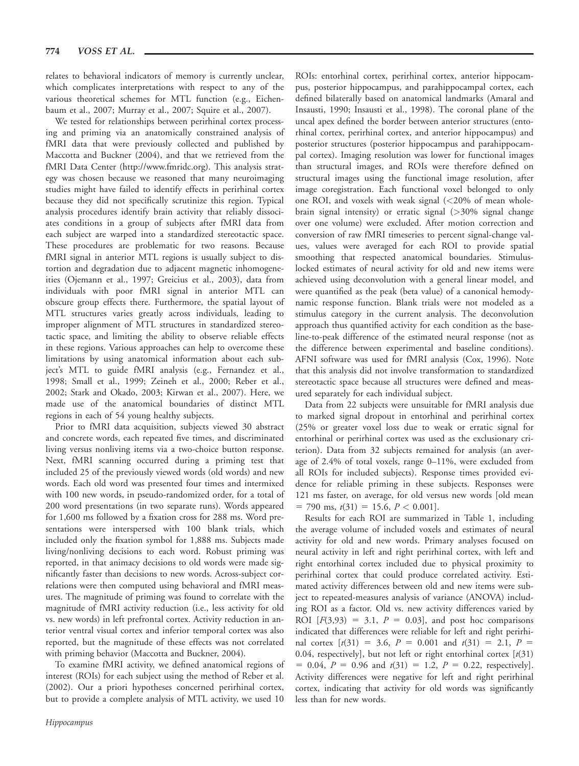relates to behavioral indicators of memory is currently unclear, which complicates interpretations with respect to any of the various theoretical schemes for MTL function (e.g., Eichenbaum et al., 2007; Murray et al., 2007; Squire et al., 2007).

We tested for relationships between perirhinal cortex processing and priming via an anatomically constrained analysis of fMRI data that were previously collected and published by Maccotta and Buckner (2004), and that we retrieved from the fMRI Data Center (http://www.fmridc.org). This analysis strategy was chosen because we reasoned that many neuroimaging studies might have failed to identify effects in perirhinal cortex because they did not specifically scrutinize this region. Typical analysis procedures identify brain activity that reliably dissociates conditions in a group of subjects after fMRI data from each subject are warped into a standardized stereotactic space. These procedures are problematic for two reasons. Because fMRI signal in anterior MTL regions is usually subject to distortion and degradation due to adjacent magnetic inhomogeneities (Ojemann et al., 1997; Greicius et al., 2003), data from individuals with poor fMRI signal in anterior MTL can obscure group effects there. Furthermore, the spatial layout of MTL structures varies greatly across individuals, leading to improper alignment of MTL structures in standardized stereotactic space, and limiting the ability to observe reliable effects in these regions. Various approaches can help to overcome these limitations by using anatomical information about each subject's MTL to guide fMRI analysis (e.g., Fernandez et al., 1998; Small et al., 1999; Zeineh et al., 2000; Reber et al., 2002; Stark and Okado, 2003; Kirwan et al., 2007). Here, we made use of the anatomical boundaries of distinct MTL regions in each of 54 young healthy subjects.

Prior to fMRI data acquisition, subjects viewed 30 abstract and concrete words, each repeated five times, and discriminated living versus nonliving items via a two-choice button response. Next, fMRI scanning occurred during a priming test that included 25 of the previously viewed words (old words) and new words. Each old word was presented four times and intermixed with 100 new words, in pseudo-randomized order, for a total of 200 word presentations (in two separate runs). Words appeared for 1,600 ms followed by a fixation cross for 288 ms. Word presentations were interspersed with 100 blank trials, which included only the fixation symbol for 1,888 ms. Subjects made living/nonliving decisions to each word. Robust priming was reported, in that animacy decisions to old words were made significantly faster than decisions to new words. Across-subject correlations were then computed using behavioral and fMRI measures. The magnitude of priming was found to correlate with the magnitude of fMRI activity reduction (i.e., less activity for old vs. new words) in left prefrontal cortex. Activity reduction in anterior ventral visual cortex and inferior temporal cortex was also reported, but the magnitude of these effects was not correlated with priming behavior (Maccotta and Buckner, 2004).

To examine fMRI activity, we defined anatomical regions of interest (ROIs) for each subject using the method of Reber et al. (2002). Our a priori hypotheses concerned perirhinal cortex, but to provide a complete analysis of MTL activity, we used 10 ROIs: entorhinal cortex, perirhinal cortex, anterior hippocampus, posterior hippocampus, and parahippocampal cortex, each defined bilaterally based on anatomical landmarks (Amaral and Insausti, 1990; Insausti et al., 1998). The coronal plane of the uncal apex defined the border between anterior structures (entorhinal cortex, perirhinal cortex, and anterior hippocampus) and posterior structures (posterior hippocampus and parahippocampal cortex). Imaging resolution was lower for functional images than structural images, and ROIs were therefore defined on structural images using the functional image resolution, after image coregistration. Each functional voxel belonged to only one ROI, and voxels with weak signal (<20% of mean whole-brain signal intensity) or erratic signal (>30% signal change over one volume) were excluded. After motion correction and conversion of raw fMRI timeseries to percent signal-change values, values were averaged for each ROI to provide spatial smoothing that respected anatomical boundaries. Stimulus-locked estimates of neural activity for old and new items were achieved using deconvolution with a general linear model, and were quantified as the peak (beta value) of a canonical hemodynamic response function. Blank trials were not modeled as a stimulus category in the current analysis. The deconvolution approach thus quantified activity for each condition as the baseline-to-peak difference of the estimated neural response (not as the difference between experimental and baseline conditions). AFNI software was used for fMRI analysis (Cox, 1996). Note that this analysis did not involve transformation to standardized stereotactic space because all structures were defined and measured separately for each individual subject.

Data from 22 subjects were unsuitable for fMRI analysis due to marked signal dropout in entorhinal and perirhinal cortex (25% or greater voxel loss due to weak or erratic signal for entorhinal or perirhinal cortex was used as the exclusionary criterion). Data from 32 subjects remained for analysis (an average of 2.4% of total voxels, range 0–11%, were excluded from all ROIs for included subjects). Response times provided evidence for reliable priming in these subjects. Responses were 121 ms faster, on average, for old versus new words [old mean = 790 ms, $t(31) = 15.6$, $P < 0.001$].

Results for each ROI are summarized in Table 1, including the average volume of included voxels and estimates of neural activity for old and new words. Primary analyses focused on neural activity in left and right perirhinal cortex, with left and right entorhinal cortex included due to physical proximity to perirhinal cortex that could produce correlated activity. Estimated activity differences between old and new items were subject to repeated-measures analysis of variance (ANOVA) including ROI as a factor. Old vs. new activity differences varied by ROI [$F(3,93) = 3.1$, $P = 0.03$], and post hoc comparisons indicated that differences were reliable for left and right perirhinal cortex [$t(31) = 3.6$, $P = 0.001$ and $t(31) = 2.1$, $P = 0.04$, respectively], but not left or right entorhinal cortex [$t(31) = 0.04$, $P = 0.96$ and $t(31) = 1.2$, $P = 0.22$, respectively]. Activity differences were negative for left and right perirhinal cortex, indicating that activity for old words was significantly less than for new words.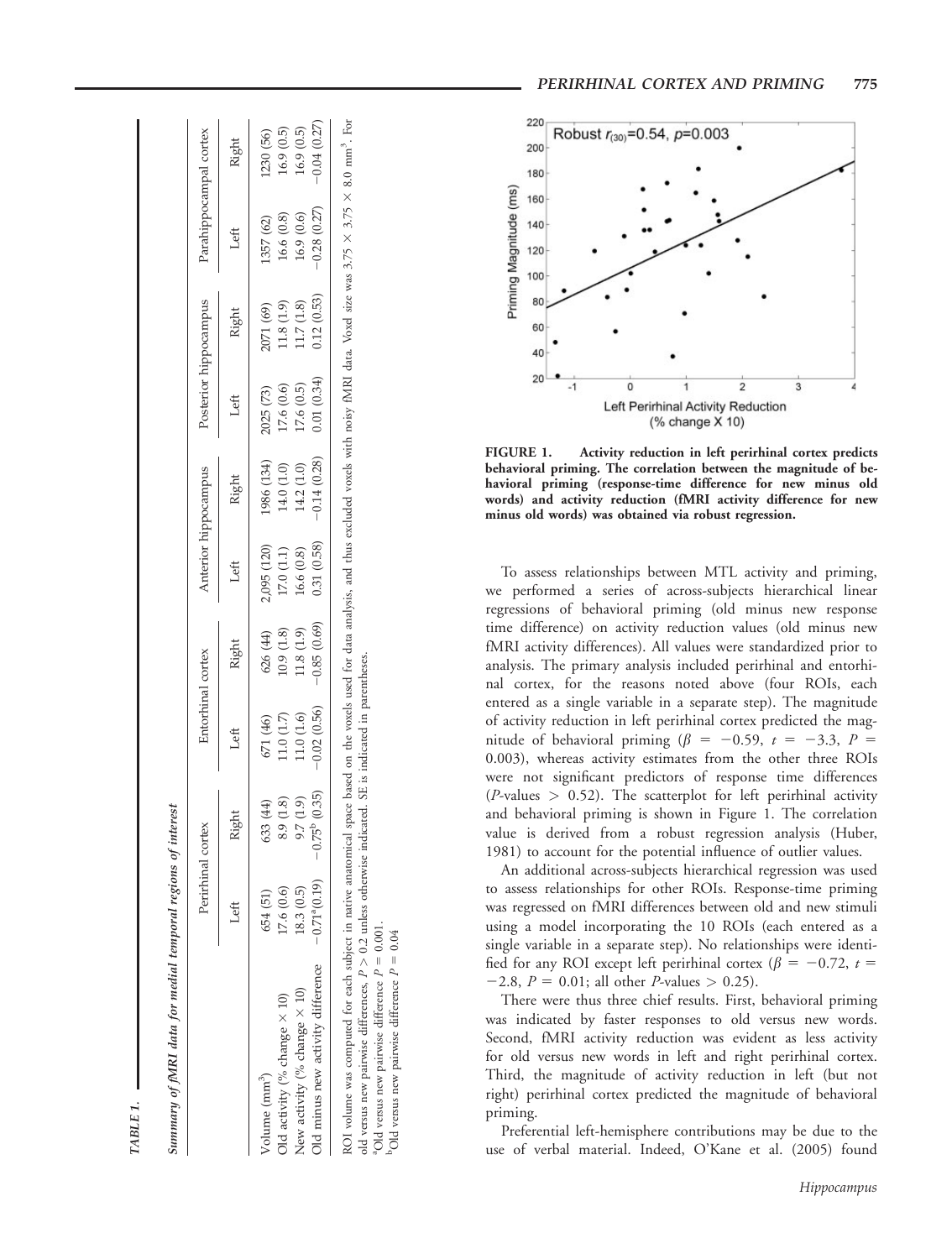TABLE 1.

*Summary of fMRI data for medial temporal regions of interest*

| | Perirhinal cortex | | Entorhinal cortex | | Anterior hippocampus | | Posterior hippocampus | | Parahippocampal cortex | |
|---|---|---|---|---|---|---|---|---|---|---|
| | Left | Right | Left | Right | Left | Right | Left | Right | Left | Right |
| Volume (mm$^3$) | 654 (51) | 633 (44) | 671 (46) | 626 (44) | 2,095 (120) | 1986 (134) | 2025 (73) | 2071 (69) | 1357 (62) | 1230 (56) |
| Old activity (% change × 10) | 17.6 (0.6) | 8.9 (1.8) | 11.0 (1.7) | 10.9 (1.8) | 17.0 (1.1) | 14.0 (1.0) | 17.6 (0.6) | 11.8 (1.9) | 16.6 (0.8) | 16.9 (0.5) |
| New activity (% change × 10) | 18.3 (0.5) | 9.7 (1.9) | 11.0 (1.6) | 11.8 (1.9) | 16.6 (0.8) | 14.2 (1.0) | 17.6 (0.5) | 11.7 (1.8) | 16.9 (0.6) | 16.9 (0.5) |
| Old minus new activity difference | −0.71[a] (0.19) | −0.75[b] (0.35) | −0.02 (0.56) | −0.85 (0.69) | 0.31 (0.58) | −0.14 (0.28) | 0.01 (0.34) | 0.12 (0.53) | −0.28 (0.27) | −0.04 (0.27) |

ROI volume was computed for each subject in native anatomical space based on the voxels used for data analysis, and thus excluded voxels with noisy fMRI data. Voxel size was 3.75 × 3.75 × 8.0 mm$^3$. For old versus new pairwise differences, $P > 0.2$ unless otherwise indicated. SE is indicated in parentheses.

[a]Old versus new pairwise difference $P = 0.001$.

[b]Old versus new pairwise difference $P = 0.04$

FIGURE 1. Activity reduction in left perirhinal cortex predicts behavioral priming. The correlation between the magnitude of behavioral priming (response-time difference for new minus old words) and activity reduction (fMRI activity difference for new minus old words) was obtained via robust regression.

To assess relationships between MTL activity and priming, we performed a series of across-subjects hierarchical linear regressions of behavioral priming (old minus new response time difference) on activity reduction values (old minus new fMRI activity differences). All values were standardized prior to analysis. The primary analysis included perirhinal and entorhinal cortex, for the reasons noted above (four ROIs, each entered as a single variable in a separate step). The magnitude of activity reduction in left perirhinal cortex predicted the magnitude of behavioral priming ($\beta = -0.59$, $t = -3.3$, $P = 0.003$), whereas activity estimates from the other three ROIs were not significant predictors of response time differences ($P$-values $> 0.52$). The scatterplot for left perirhinal activity and behavioral priming is shown in Figure 1. The correlation value is derived from a robust regression analysis (Huber, 1981) to account for the potential influence of outlier values.

An additional across-subjects hierarchical regression was used to assess relationships for other ROIs. Response-time priming was regressed on fMRI differences between old and new stimuli using a model incorporating the 10 ROIs (each entered as a single variable in a separate step). No relationships were identified for any ROI except left perirhinal cortex ($\beta = -0.72$, $t = -2.8$, $P = 0.01$; all other $P$-values $> 0.25$).

There were thus three chief results. First, behavioral priming was indicated by faster responses to old versus new words. Second, fMRI activity reduction was evident as less activity for old versus new words in left and right perirhinal cortex. Third, the magnitude of activity reduction in left (but not right) perirhinal cortex predicted the magnitude of behavioral priming.

Preferential left-hemisphere contributions may be due to the use of verbal material. Indeed, O'Kane et al. (2005) found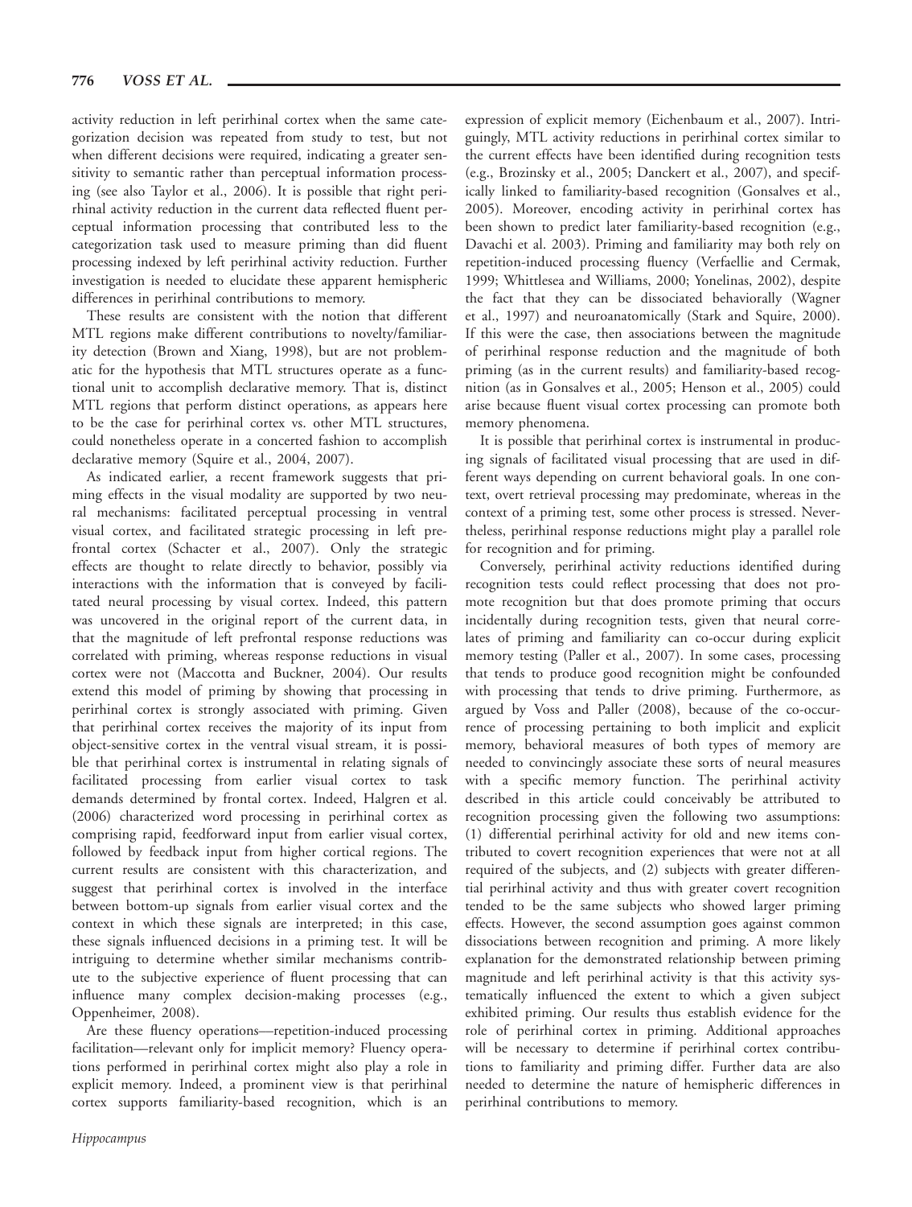activity reduction in left perirhinal cortex when the same categorization decision was repeated from study to test, but not when different decisions were required, indicating a greater sensitivity to semantic rather than perceptual information processing (see also Taylor et al., 2006). It is possible that right perirhinal activity reduction in the current data reflected fluent perceptual information processing that contributed less to the categorization task used to measure priming than did fluent processing indexed by left perirhinal activity reduction. Further investigation is needed to elucidate these apparent hemispheric differences in perirhinal contributions to memory.

These results are consistent with the notion that different MTL regions make different contributions to novelty/familiarity detection (Brown and Xiang, 1998), but are not problematic for the hypothesis that MTL structures operate as a functional unit to accomplish declarative memory. That is, distinct MTL regions that perform distinct operations, as appears here to be the case for perirhinal cortex vs. other MTL structures, could nonetheless operate in a concerted fashion to accomplish declarative memory (Squire et al., 2004, 2007).

As indicated earlier, a recent framework suggests that priming effects in the visual modality are supported by two neural mechanisms: facilitated perceptual processing in ventral visual cortex, and facilitated strategic processing in left prefrontal cortex (Schacter et al., 2007). Only the strategic effects are thought to relate directly to behavior, possibly via interactions with the information that is conveyed by facilitated neural processing by visual cortex. Indeed, this pattern was uncovered in the original report of the current data, in that the magnitude of left prefrontal response reductions was correlated with priming, whereas response reductions in visual cortex were not (Maccotta and Buckner, 2004). Our results extend this model of priming by showing that processing in perirhinal cortex is strongly associated with priming. Given that perirhinal cortex receives the majority of its input from object-sensitive cortex in the ventral visual stream, it is possible that perirhinal cortex is instrumental in relating signals of facilitated processing from earlier visual cortex to task demands determined by frontal cortex. Indeed, Halgren et al. (2006) characterized word processing in perirhinal cortex as comprising rapid, feedforward input from earlier visual cortex, followed by feedback input from higher cortical regions. The current results are consistent with this characterization, and suggest that perirhinal cortex is involved in the interface between bottom-up signals from earlier visual cortex and the context in which these signals are interpreted; in this case, these signals influenced decisions in a priming test. It will be intriguing to determine whether similar mechanisms contribute to the subjective experience of fluent processing that can influence many complex decision-making processes (e.g., Oppenheimer, 2008).

Are these fluency operations—repetition-induced processing facilitation—relevant only for implicit memory? Fluency operations performed in perirhinal cortex might also play a role in explicit memory. Indeed, a prominent view is that perirhinal cortex supports familiarity-based recognition, which is an expression of explicit memory (Eichenbaum et al., 2007). Intriguingly, MTL activity reductions in perirhinal cortex similar to the current effects have been identified during recognition tests (e.g., Brozinsky et al., 2005; Danckert et al., 2007), and specifically linked to familiarity-based recognition (Gonsalves et al., 2005). Moreover, encoding activity in perirhinal cortex has been shown to predict later familiarity-based recognition (e.g., Davachi et al. 2003). Priming and familiarity may both rely on repetition-induced processing fluency (Verfaellie and Cermak, 1999; Whittlesea and Williams, 2000; Yonelinas, 2002), despite the fact that they can be dissociated behaviorally (Wagner et al., 1997) and neuroanatomically (Stark and Squire, 2000). If this were the case, then associations between the magnitude of perirhinal response reduction and the magnitude of both priming (as in the current results) and familiarity-based recognition (as in Gonsalves et al., 2005; Henson et al., 2005) could arise because fluent visual cortex processing can promote both memory phenomena.

It is possible that perirhinal cortex is instrumental in producing signals of facilitated visual processing that are used in different ways depending on current behavioral goals. In one context, overt retrieval processing may predominate, whereas in the context of a priming test, some other process is stressed. Nevertheless, perirhinal response reductions might play a parallel role for recognition and for priming.

Conversely, perirhinal activity reductions identified during recognition tests could reflect processing that does not promote recognition but that does promote priming that occurs incidentally during recognition tests, given that neural correlates of priming and familiarity can co-occur during explicit memory testing (Paller et al., 2007). In some cases, processing that tends to produce good recognition might be confounded with processing that tends to drive priming. Furthermore, as argued by Voss and Paller (2008), because of the co-occurrence of processing pertaining to both implicit and explicit memory, behavioral measures of both types of memory are needed to convincingly associate these sorts of neural measures with a specific memory function. The perirhinal activity described in this article could conceivably be attributed to recognition processing given the following two assumptions: (1) differential perirhinal activity for old and new items contributed to covert recognition experiences that were not at all required of the subjects, and (2) subjects with greater differential perirhinal activity and thus with greater covert recognition tended to be the same subjects who showed larger priming effects. However, the second assumption goes against common dissociations between recognition and priming. A more likely explanation for the demonstrated relationship between priming magnitude and left perirhinal activity is that this activity systematically influenced the extent to which a given subject exhibited priming. Our results thus establish evidence for the role of perirhinal cortex in priming. Additional approaches will be necessary to determine if perirhinal cortex contributions to familiarity and priming differ. Further data are also needed to determine the nature of hemispheric differences in perirhinal contributions to memory.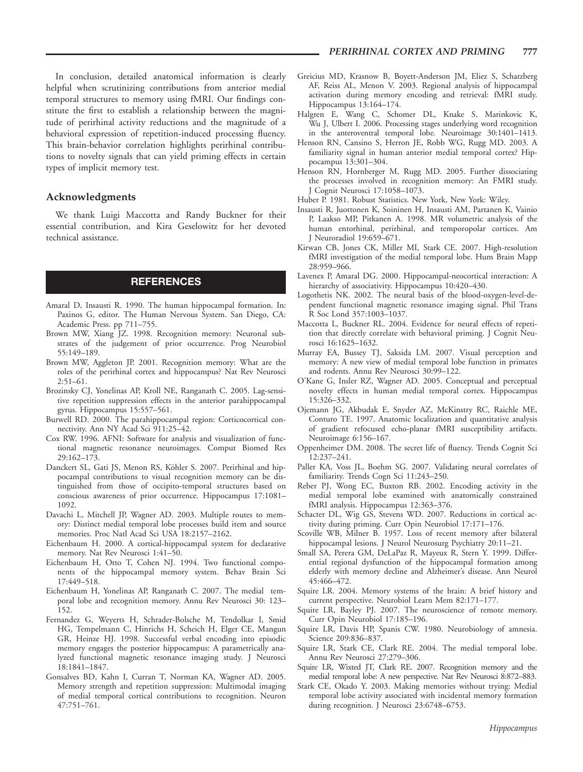In conclusion, detailed anatomical information is clearly helpful when scrutinizing contributions from anterior medial temporal structures to memory using fMRI. Our findings constitute the first to establish a relationship between the magnitude of perirhinal activity reductions and the magnitude of a behavioral expression of repetition-induced processing fluency. This brain-behavior correlation highlights perirhinal contributions to novelty signals that can yield priming effects in certain types of implicit memory test.

## Acknowledgments

We thank Luigi Maccotta and Randy Buckner for their essential contribution, and Kira Geselowitz for her devoted technical assistance.

## REFERENCES

Amaral D, Insausti R. 1990. The human hippocampal formation. In: Paxinos G, editor. The Human Nervous System. San Diego, CA: Academic Press. pp 711–755.

Brown MW, Xiang JZ. 1998. Recognition memory: Neuronal substrates of the judgement of prior occurrence. Prog Neurobiol 55:149–189.

Brown MW, Aggleton JP. 2001. Recognition memory: What are the roles of the perirhinal cortex and hippocampus? Nat Rev Neurosci 2:51–61.

Brozinsky CJ, Yonelinas AP, Kroll NE, Ranganath C. 2005. Lag-sensitive repetition suppression effects in the anterior parahippocampal gyrus. Hippocampus 15:557–561.

Burwell RD. 2000. The parahippocampal region: Corticocortical connectivity. Ann NY Acad Sci 911:25–42.

Cox RW. 1996. AFNI: Software for analysis and visualization of functional magnetic resonance neuroimages. Comput Biomed Res 29:162–173.

Danckert SL, Gati JS, Menon RS, Köhler S. 2007. Perirhinal and hippocampal contributions to visual recognition memory can be distinguished from those of occipito-temporal structures based on conscious awareness of prior occurrence. Hippocampus 17:1081–1092.

Davachi L, Mitchell JP, Wagner AD. 2003. Multiple routes to memory: Distinct medial temporal lobe processes build item and source memories. Proc Natl Acad Sci USA 18:2157–2162.

Eichenbaum H. 2000. A cortical-hippocampal system for declarative memory. Nat Rev Neurosci 1:41–50.

Eichenbaum H, Otto T, Cohen NJ. 1994. Two functional components of the hippocampal memory system. Behav Brain Sci 17:449–518.

Eichenbaum H, Yonelinas AP, Ranganath C. 2007. The medial temporal lobe and recognition memory. Annu Rev Neurosci 30: 123–152.

Fernandez G, Weyerts H, Schrader-Bolsche M, Tendolkar I, Smid HG, Tempelmann C, Hinrichs H, Scheich H, Elger CE, Mangun GR, Heinze HJ. 1998. Successful verbal encoding into episodic memory engages the posterior hippocampus: A parametrically analyzed functional magnetic resonance imaging study. J Neurosci 18:1841–1847.

Gonsalves BD, Kahn I, Curran T, Norman KA, Wagner AD. 2005. Memory strength and repetition suppression: Multimodal imaging of medial temporal cortical contributions to recognition. Neuron 47:751–761.

Greicius MD, Krasnow B, Boyett-Anderson JM, Eliez S, Schatzberg AF, Reiss AL, Menon V. 2003. Regional analysis of hippocampal activation during memory encoding and retrieval: fMRI study. Hippocampus 13:164–174.

Halgren E, Wang C, Schomer DL, Knake S, Marinkovic K, Wu J, Ulbert I. 2006. Processing stages underlying word recognition in the anteroventral temporal lobe. Neuroimage 30:1401–1413.

Henson RN, Cansino S, Herron JE, Robb WG, Rugg MD. 2003. A familiarity signal in human anterior medial temporal cortex? Hippocampus 13:301–304.

Henson RN, Hornberger M, Rugg MD. 2005. Further dissociating the processes involved in recognition memory: An FMRI study. J Cognit Neurosci 17:1058–1073.

Huber P. 1981. Robust Statistics. New York, New York: Wiley.

Insausti R, Juottonen K, Soininen H, Insausti AM, Partanen K, Vainio P, Laakso MP, Pitkanen A. 1998. MR volumetric analysis of the human entorhinal, perirhinal, and temporopolar cortices. Am J Neuroradiol 19:659–671.

Kirwan CB, Jones CK, Miller MI, Stark CE. 2007. High-resolution fMRI investigation of the medial temporal lobe. Hum Brain Mapp 28:959–966.

Lavenex P, Amaral DG. 2000. Hippocampal-neocortical interaction: A hierarchy of associativity. Hippocampus 10:420–430.

Logothetis NK. 2002. The neural basis of the blood-oxygen-level-dependent functional magnetic resonance imaging signal. Phil Trans R Soc Lond 357:1003–1037.

Maccotta L, Buckner RL. 2004. Evidence for neural effects of repetition that directly correlate with behavioral priming. J Cognit Neurosci 16:1625–1632.

Murray EA, Bussey TJ, Saksida LM. 2007. Visual perception and memory: A new view of medial temporal lobe function in primates and rodents. Annu Rev Neurosci 30:99–122.

O'Kane G, Insler RZ, Wagner AD. 2005. Conceptual and perceptual novelty effects in human medial temporal cortex. Hippocampus 15:326–332.

Ojemann JG, Akbudak E, Snyder AZ, McKinstry RC, Raichle ME, Conturo TE. 1997. Anatomic localization and quantitative analysis of gradient refocused echo-planar fMRI susceptibility artifacts. Neuroimage 6:156–167.

Oppenheimer DM. 2008. The secret life of fluency. Trends Cognit Sci 12:237–241.

Paller KA, Voss JL, Boehm SG. 2007. Validating neural correlates of familiarity. Trends Cogn Sci 11:243–250.

Reber PJ, Wong EC, Buxton RB. 2002. Encoding activity in the medial temporal lobe examined with anatomically constrained fMRI analysis. Hippocampus 12:363–376.

Schacter DL, Wig GS, Stevens WD. 2007. Reductions in cortical activity during priming. Curr Opin Neurobiol 17:171–176.

Scoville WB, Milner B. 1957. Loss of recent memory after bilateral hippocampal lesions. J Neurol Neurosurg Psychiatry 20:11–21.

Small SA, Perera GM, DeLaPaz R, Mayeux R, Stern Y. 1999. Differential regional dysfunction of the hippocampal formation among elderly with memory decline and Alzheimer's disease. Ann Neurol 45:466–472.

Squire LR. 2004. Memory systems of the brain: A brief history and current perspective. Neurobiol Learn Mem 82:171–177.

Squire LR, Bayley PJ. 2007. The neuroscience of remote memory. Curr Opin Neurobiol 17:185–196.

Squire LR, Davis HP, Spanis CW. 1980. Neurobiology of amnesia. Science 209:836–837.

Squire LR, Stark CE, Clark RE. 2004. The medial temporal lobe. Annu Rev Neurosci 27:279–306.

Squire LR, Wixted JT, Clark RE. 2007. Recognition memory and the medial temporal lobe: A new perspective. Nat Rev Neurosci 8:872–883.

Stark CE, Okado Y. 2003. Making memories without trying: Medial temporal lobe activity associated with incidental memory formation during recognition. J Neurosci 23:6748–6753.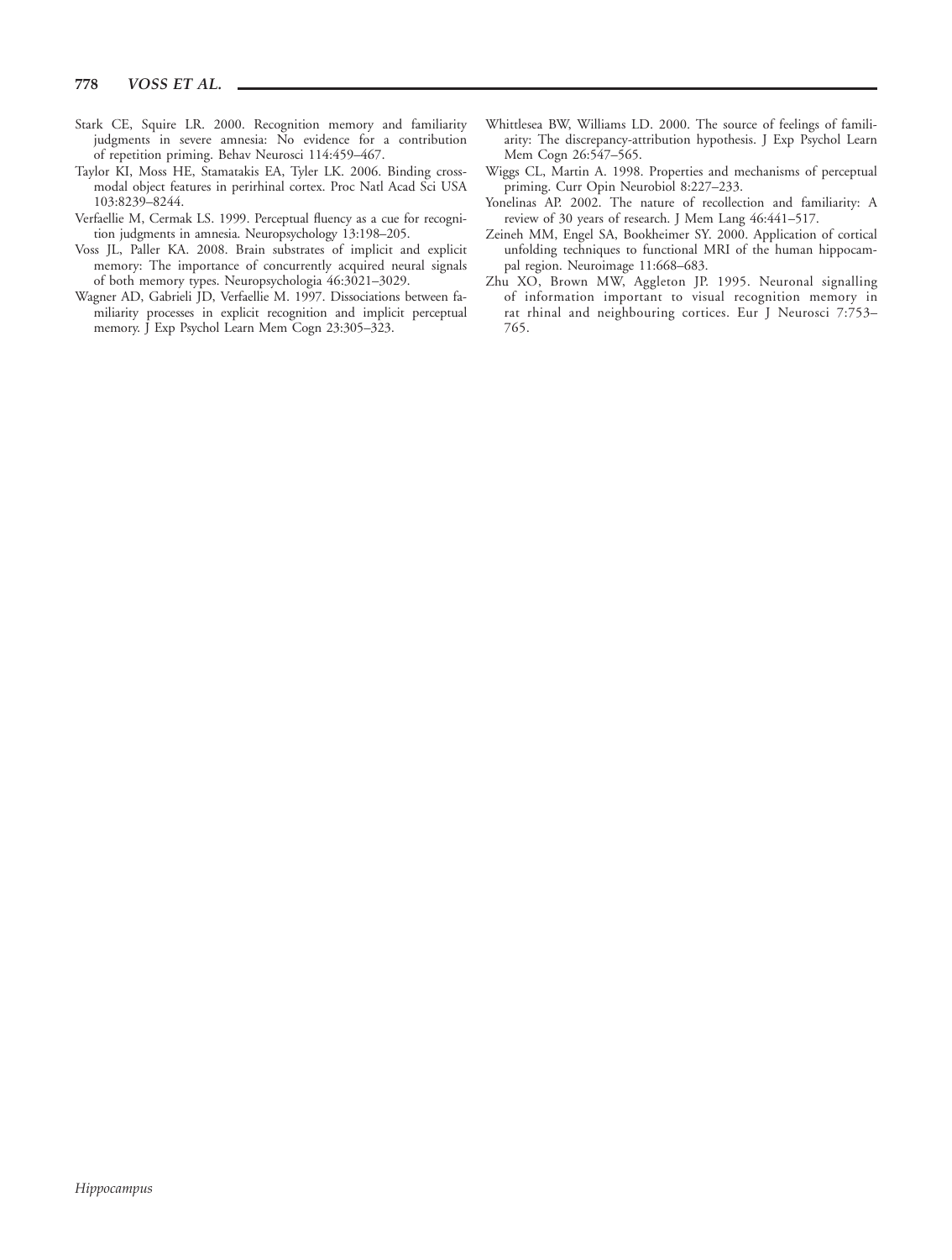Stark CE, Squire LR. 2000. Recognition memory and familiarity judgments in severe amnesia: No evidence for a contribution of repetition priming. Behav Neurosci 114:459–467.

Taylor KI, Moss HE, Stamatakis EA, Tyler LK. 2006. Binding cross-modal object features in perirhinal cortex. Proc Natl Acad Sci USA 103:8239–8244.

Verfaellie M, Cermak LS. 1999. Perceptual fluency as a cue for recognition judgments in amnesia. Neuropsychology 13:198–205.

Voss JL, Paller KA. 2008. Brain substrates of implicit and explicit memory: The importance of concurrently acquired neural signals of both memory types. Neuropsychologia 46:3021–3029.

Wagner AD, Gabrieli JD, Verfaellie M. 1997. Dissociations between familiarity processes in explicit recognition and implicit perceptual memory. J Exp Psychol Learn Mem Cogn 23:305–323.

Whittlesea BW, Williams LD. 2000. The source of feelings of familiarity: The discrepancy-attribution hypothesis. J Exp Psychol Learn Mem Cogn 26:547–565.

Wiggs CL, Martin A. 1998. Properties and mechanisms of perceptual priming. Curr Opin Neurobiol 8:227–233.

Yonelinas AP. 2002. The nature of recollection and familiarity: A review of 30 years of research. J Mem Lang 46:441–517.

Zeineh MM, Engel SA, Bookheimer SY. 2000. Application of cortical unfolding techniques to functional MRI of the human hippocampal region. Neuroimage 11:668–683.

Zhu XO, Brown MW, Aggleton JP. 1995. Neuronal signalling of information important to visual recognition memory in rat rhinal and neighbouring cortices. Eur J Neurosci 7:753–765.